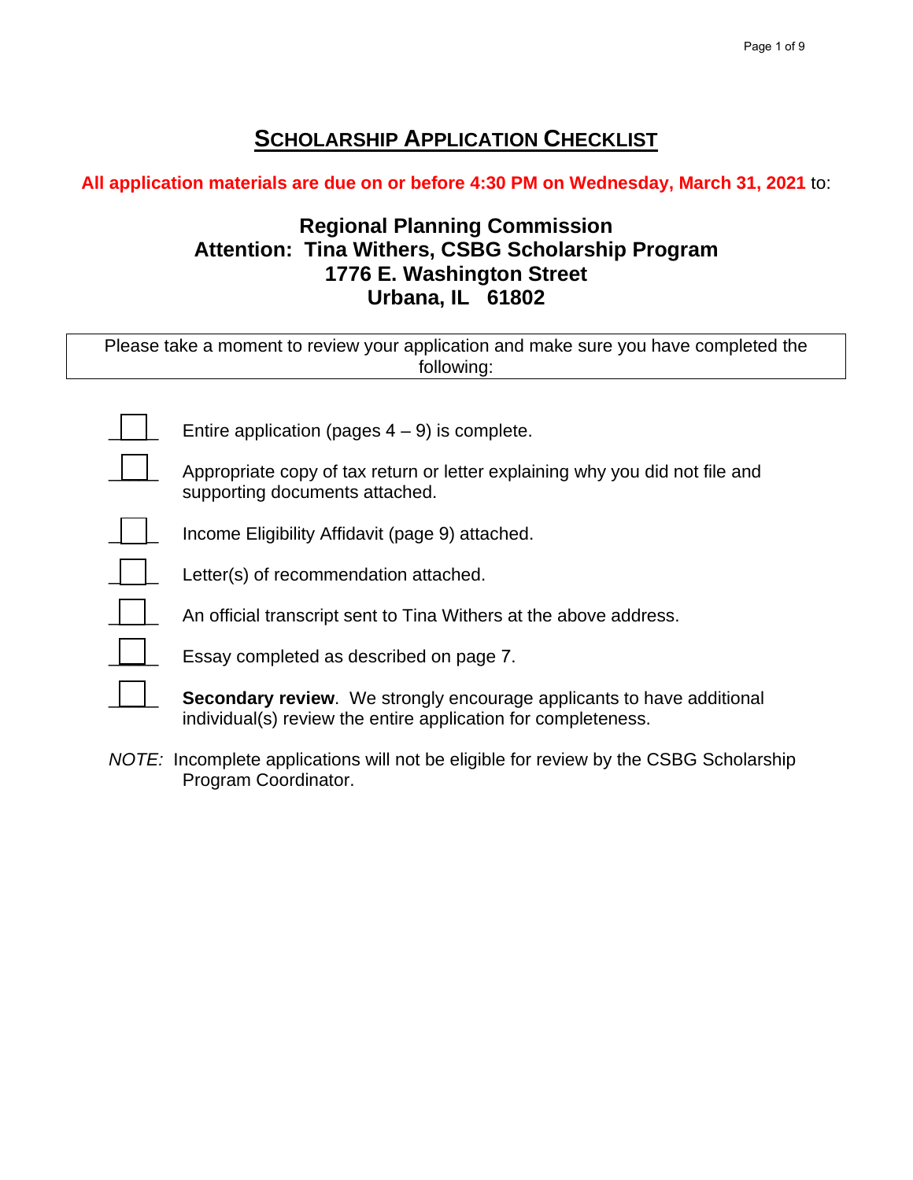# SCHOLARSHIP APPLICATION CHECKLIST

**All application materials are due on or before 4:30 PM on Wednesday, March 31, 2021** to:

**Regional Planning Commission**
**Attention: Tina Withers, CSBG Scholarship Program**
**1776 E. Washington Street**
**Urbana, IL 61802**

Please take a moment to review your application and make sure you have completed the following:

- [ ] Entire application (pages 4 – 9) is complete.
- [ ] Appropriate copy of tax return or letter explaining why you did not file and supporting documents attached.
- [ ] Income Eligibility Affidavit (page 9) attached.
- [ ] Letter(s) of recommendation attached.
- [ ] An official transcript sent to Tina Withers at the above address.
- [ ] Essay completed as described on page 7.
- [ ] **Secondary review**. We strongly encourage applicants to have additional individual(s) review the entire application for completeness.

*NOTE:* Incomplete applications will not be eligible for review by the CSBG Scholarship Program Coordinator.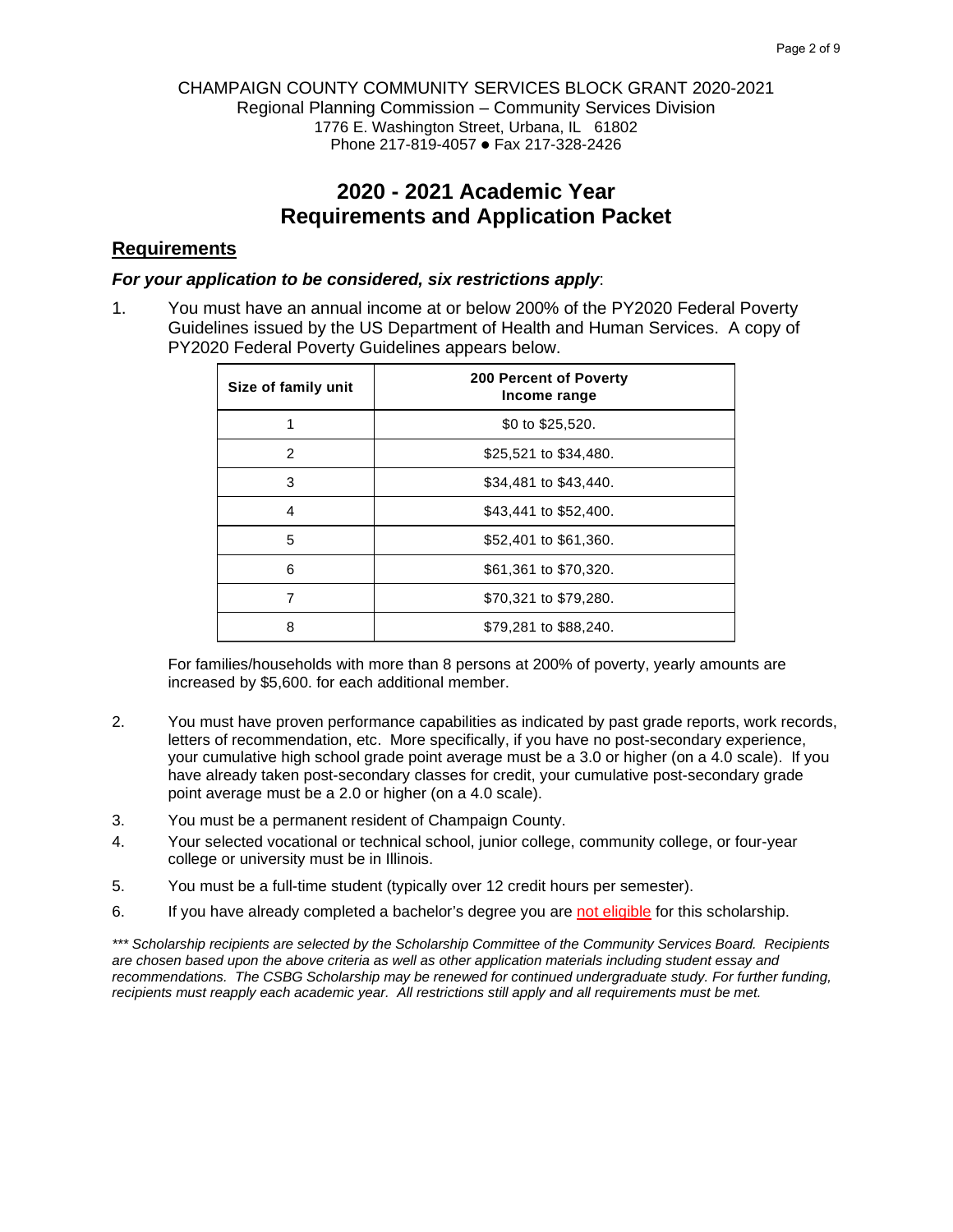CHAMPAIGN COUNTY COMMUNITY SERVICES BLOCK GRANT 2020-2021
Regional Planning Commission – Community Services Division
1776 E. Washington Street, Urbana, IL 61802
Phone 217-819-4057 ● Fax 217-328-2426

# 2020 - 2021 Academic Year Requirements and Application Packet

## Requirements

***For your application to be considered, six restrictions apply*:**

1. You must have an annual income at or below 200% of the PY2020 Federal Poverty Guidelines issued by the US Department of Health and Human Services. A copy of PY2020 Federal Poverty Guidelines appears below.

| Size of family unit | 200 Percent of Poverty Income range |
|---|---|
| 1 | $0 to $25,520. |
| 2 | $25,521 to $34,480. |
| 3 | $34,481 to $43,440. |
| 4 | $43,441 to $52,400. |
| 5 | $52,401 to $61,360. |
| 6 | $61,361 to $70,320. |
| 7 | $70,321 to $79,280. |
| 8 | $79,281 to $88,240. |

For families/households with more than 8 persons at 200% of poverty, yearly amounts are increased by $5,600. for each additional member.

2. You must have proven performance capabilities as indicated by past grade reports, work records, letters of recommendation, etc. More specifically, if you have no post-secondary experience, your cumulative high school grade point average must be a 3.0 or higher (on a 4.0 scale). If you have already taken post-secondary classes for credit, your cumulative post-secondary grade point average must be a 2.0 or higher (on a 4.0 scale).
3. You must be a permanent resident of Champaign County.
4. Your selected vocational or technical school, junior college, community college, or four-year college or university must be in Illinois.
5. You must be a full-time student (typically over 12 credit hours per semester).
6. If you have already completed a bachelor's degree you are not eligible for this scholarship.

*\*\*\* Scholarship recipients are selected by the Scholarship Committee of the Community Services Board. Recipients are chosen based upon the above criteria as well as other application materials including student essay and recommendations. The CSBG Scholarship may be renewed for continued undergraduate study. For further funding, recipients must reapply each academic year. All restrictions still apply and all requirements must be met.*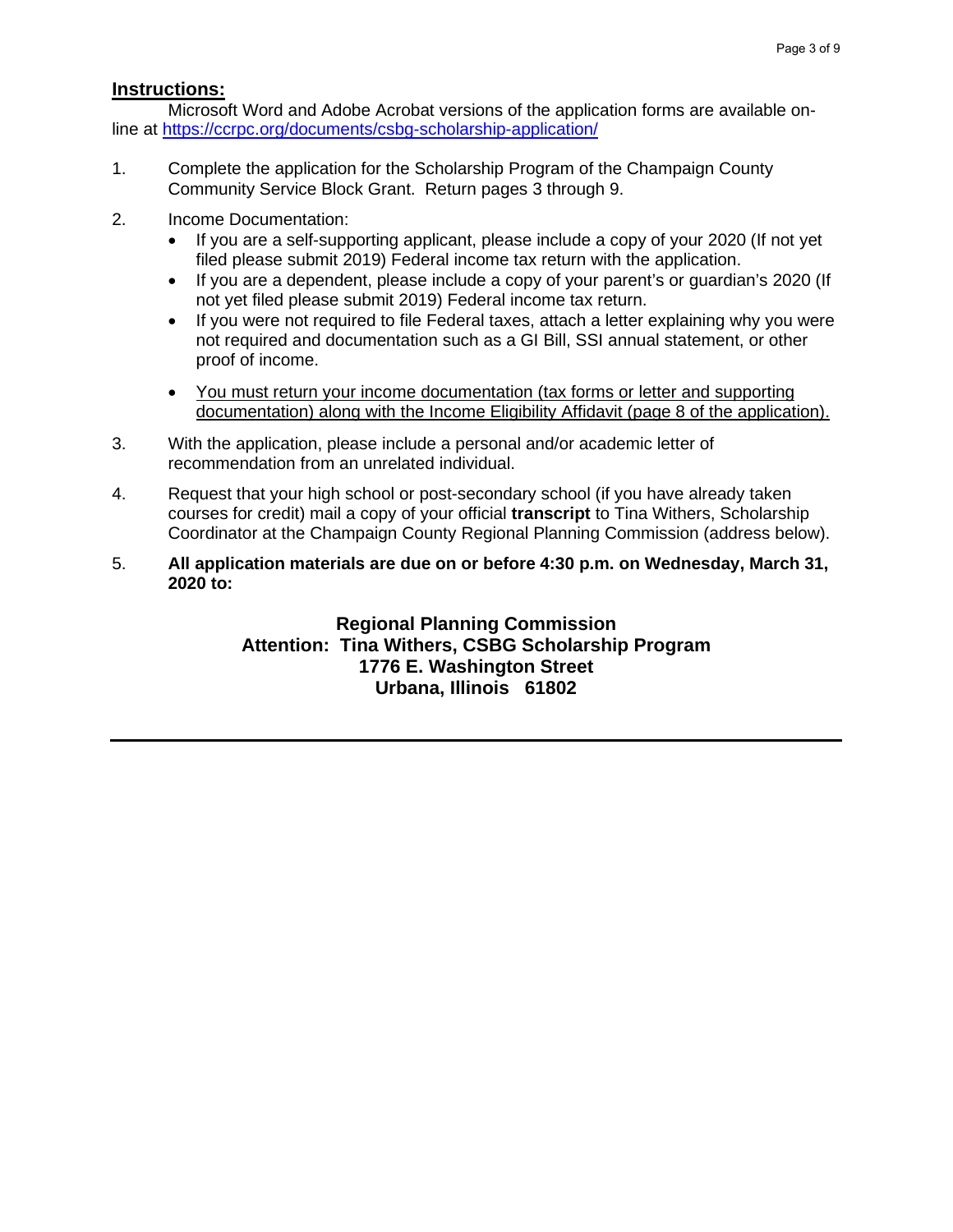## Instructions:

Microsoft Word and Adobe Acrobat versions of the application forms are available on-line at [https://ccrpc.org/documents/csbg-scholarship-application/](https://ccrpc.org/documents/csbg-scholarship-application/)

1. Complete the application for the Scholarship Program of the Champaign County Community Service Block Grant. Return pages 3 through 9.

2. Income Documentation:
   - If you are a self-supporting applicant, please include a copy of your 2020 (If not yet filed please submit 2019) Federal income tax return with the application.
   - If you are a dependent, please include a copy of your parent's or guardian's 2020 (If not yet filed please submit 2019) Federal income tax return.
   - If you were not required to file Federal taxes, attach a letter explaining why you were not required and documentation such as a GI Bill, SSI annual statement, or other proof of income.
   - <u>You must return your income documentation (tax forms or letter and supporting documentation) along with the Income Eligibility Affidavit (page 8 of the application).</u>

3. With the application, please include a personal and/or academic letter of recommendation from an unrelated individual.

4. Request that your high school or post-secondary school (if you have already taken courses for credit) mail a copy of your official **transcript** to Tina Withers, Scholarship Coordinator at the Champaign County Regional Planning Commission (address below).

5. **All application materials are due on or before 4:30 p.m. on Wednesday, March 31, 2020 to:**

**Regional Planning Commission**
**Attention: Tina Withers, CSBG Scholarship Program**
**1776 E. Washington Street**
**Urbana, Illinois 61802**

---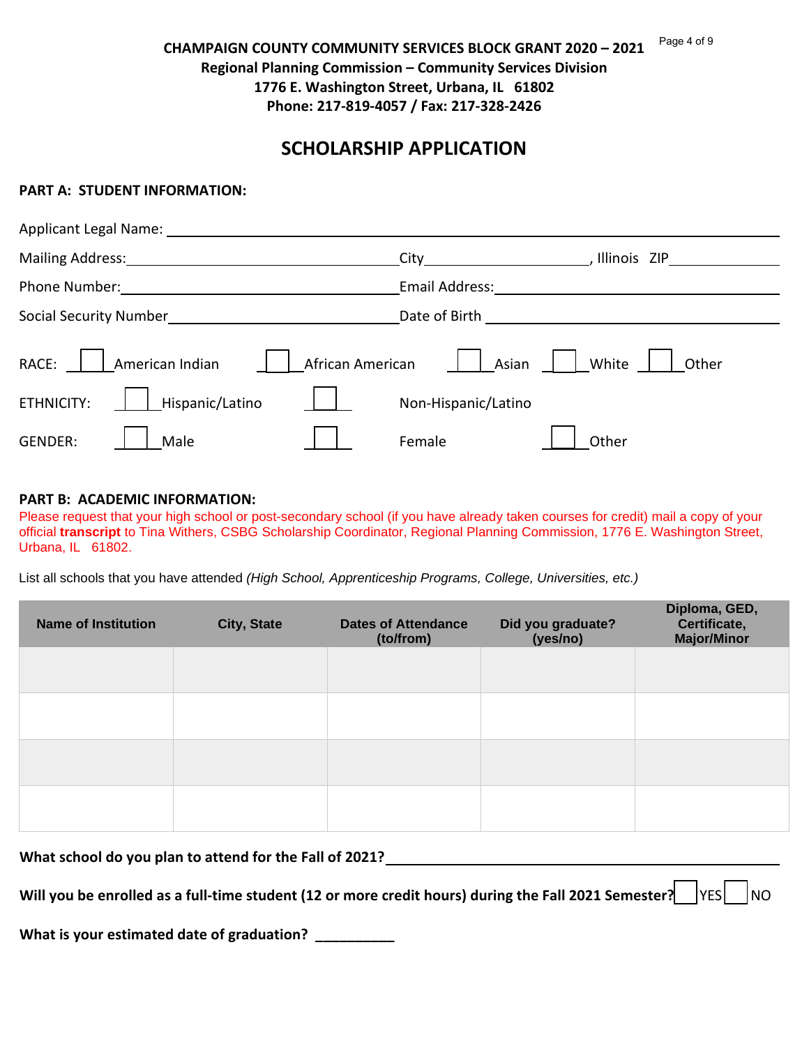**CHAMPAIGN COUNTY COMMUNITY SERVICES BLOCK GRANT 2020 – 2021**
**Regional Planning Commission – Community Services Division**
**1776 E. Washington Street, Urbana, IL 61802**
**Phone: 217-819-4057 / Fax: 217-328-2426**

# SCHOLARSHIP APPLICATION

## PART A: STUDENT INFORMATION:

Applicant Legal Name: ____________________

Mailing Address: ____________________ City ____________________, Illinois ZIP ____________

Phone Number: ____________________ Email Address: ____________________

Social Security Number ____________________ Date of Birth ____________________

RACE: ☐ American Indian ☐ African American ☐ Asian ☐ White ☐ Other

ETHNICITY: ☐ Hispanic/Latino ☐ Non-Hispanic/Latino

GENDER: ☐ Male ☐ Female ☐ Other

## PART B: ACADEMIC INFORMATION:

Please request that your high school or post-secondary school (if you have already taken courses for credit) mail a copy of your official **transcript** to Tina Withers, CSBG Scholarship Coordinator, Regional Planning Commission, 1776 E. Washington Street, Urbana, IL 61802.

List all schools that you have attended *(High School, Apprenticeship Programs, College, Universities, etc.)*

| Name of Institution | City, State | Dates of Attendance (to/from) | Did you graduate? (yes/no) | Diploma, GED, Certificate, Major/Minor |
|---|---|---|---|---|
| | | | | |
| | | | | |
| | | | | |
| | | | | |

**What school do you plan to attend for the Fall of 2021?** ____________________

**Will you be enrolled as a full-time student (12 or more credit hours) during the Fall 2021 Semester?** ☐ YES ☐ NO

**What is your estimated date of graduation?** __________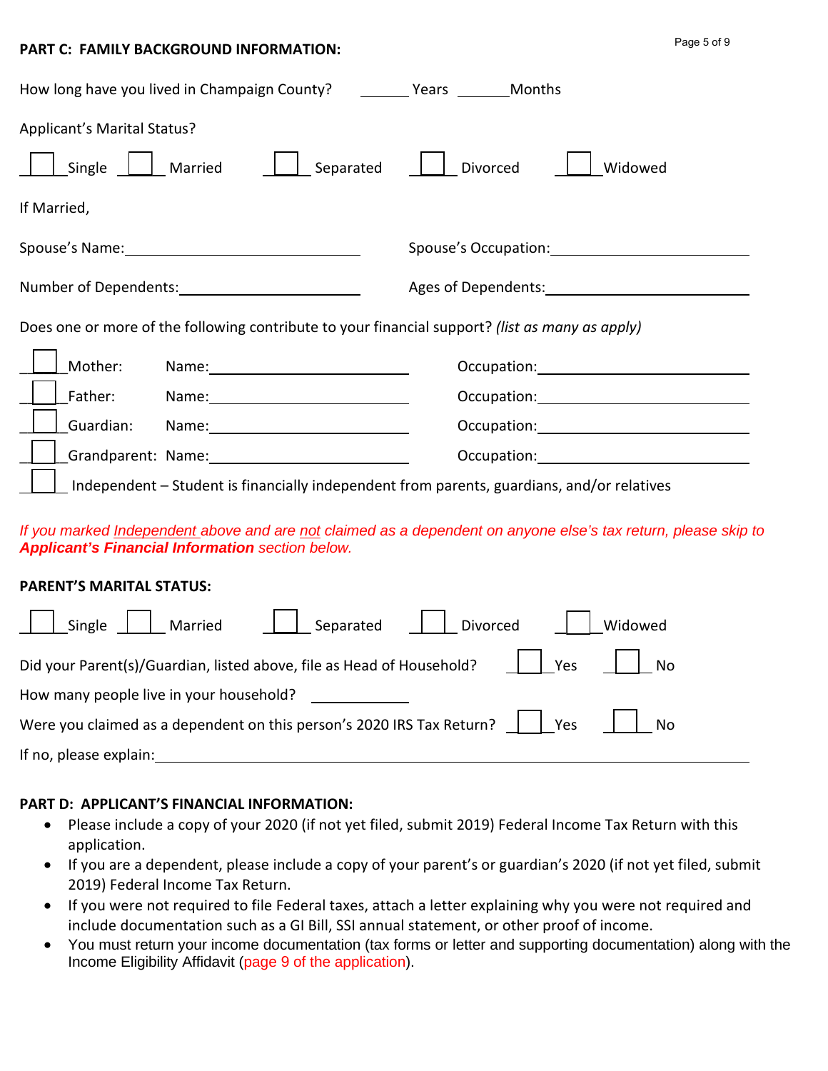**PART C: FAMILY BACKGROUND INFORMATION:**

How long have you lived in Champaign County? _______ Years _______ Months

Applicant's Marital Status?

☐ Single ☐ Married ☐ Separated ☐ Divorced ☐ Widowed

If Married,

Spouse's Name: ______________________ Spouse's Occupation: ______________________

Number of Dependents: ______________________ Ages of Dependents: ______________________

Does one or more of the following contribute to your financial support? *(list as many as apply)*

☐ Mother: Name: ______________________ Occupation: ______________________

☐ Father: Name: ______________________ Occupation: ______________________

☐ Guardian: Name: ______________________ Occupation: ______________________

☐ Grandparent: Name: ______________________ Occupation: ______________________

☐ Independent – Student is financially independent from parents, guardians, and/or relatives

*If you marked Independent above and are not claimed as a dependent on anyone else's tax return, please skip to **Applicant's Financial Information** section below.*

**PARENT'S MARITAL STATUS:**

☐ Single ☐ Married ☐ Separated ☐ Divorced ☐ Widowed

Did your Parent(s)/Guardian, listed above, file as Head of Household? ☐ Yes ☐ No

How many people live in your household? ____________

Were you claimed as a dependent on this person's 2020 IRS Tax Return? ☐ Yes ☐ No

If no, please explain: ______________________________________________

**PART D: APPLICANT'S FINANCIAL INFORMATION:**

- Please include a copy of your 2020 (if not yet filed, submit 2019) Federal Income Tax Return with this application.
- If you are a dependent, please include a copy of your parent's or guardian's 2020 (if not yet filed, submit 2019) Federal Income Tax Return.
- If you were not required to file Federal taxes, attach a letter explaining why you were not required and include documentation such as a GI Bill, SSI annual statement, or other proof of income.
- You must return your income documentation (tax forms or letter and supporting documentation) along with the Income Eligibility Affidavit (page 9 of the application).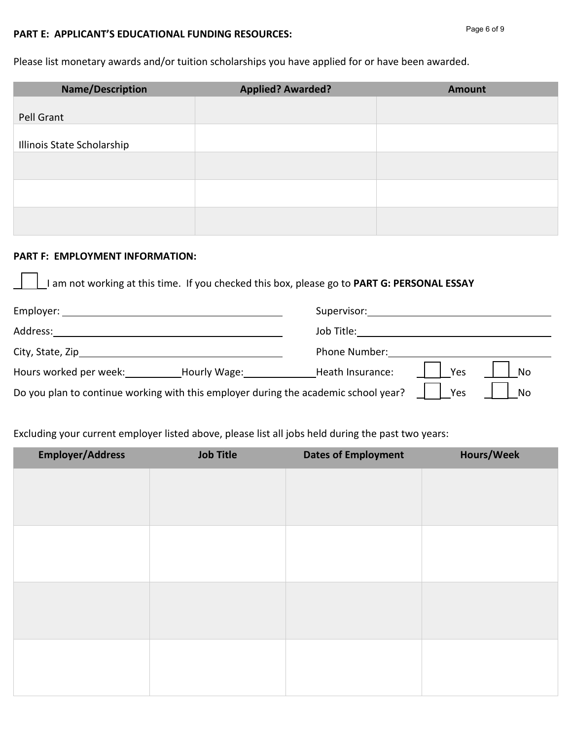**PART E: APPLICANT'S EDUCATIONAL FUNDING RESOURCES:**

Please list monetary awards and/or tuition scholarships you have applied for or have been awarded.

| Name/Description | Applied? Awarded? | Amount |
|---|---|---|
| Pell Grant | | |
| Illinois State Scholarship | | |
| | | |
| | | |
| | | |

**PART F: EMPLOYMENT INFORMATION:**

☐ I am not working at this time. If you checked this box, please go to **PART G: PERSONAL ESSAY**

Employer: ______________________________ Supervisor: ______________________________

Address: ______________________________ Job Title: ______________________________

City, State, Zip ______________________________ Phone Number: ______________________________

Hours worked per week: __________ Hourly Wage: __________ Heath Insurance: ☐ Yes ☐ No

Do you plan to continue working with this employer during the academic school year? ☐ Yes ☐ No

Excluding your current employer listed above, please list all jobs held during the past two years:

| Employer/Address | Job Title | Dates of Employment | Hours/Week |
|---|---|---|---|
| | | | |
| | | | |
| | | | |
| | | | |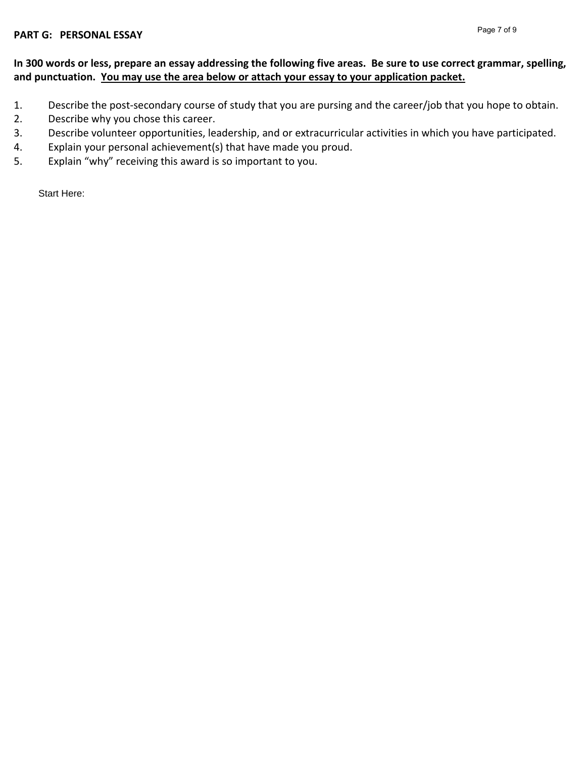## PART G: PERSONAL ESSAY

**In 300 words or less, prepare an essay addressing the following five areas. Be sure to use correct grammar, spelling, and punctuation. <u>You may use the area below or attach your essay to your application packet.</u>**

1. Describe the post-secondary course of study that you are pursing and the career/job that you hope to obtain.
2. Describe why you chose this career.
3. Describe volunteer opportunities, leadership, and or extracurricular activities in which you have participated.
4. Explain your personal achievement(s) that have made you proud.
5. Explain "why" receiving this award is so important to you.

Start Here: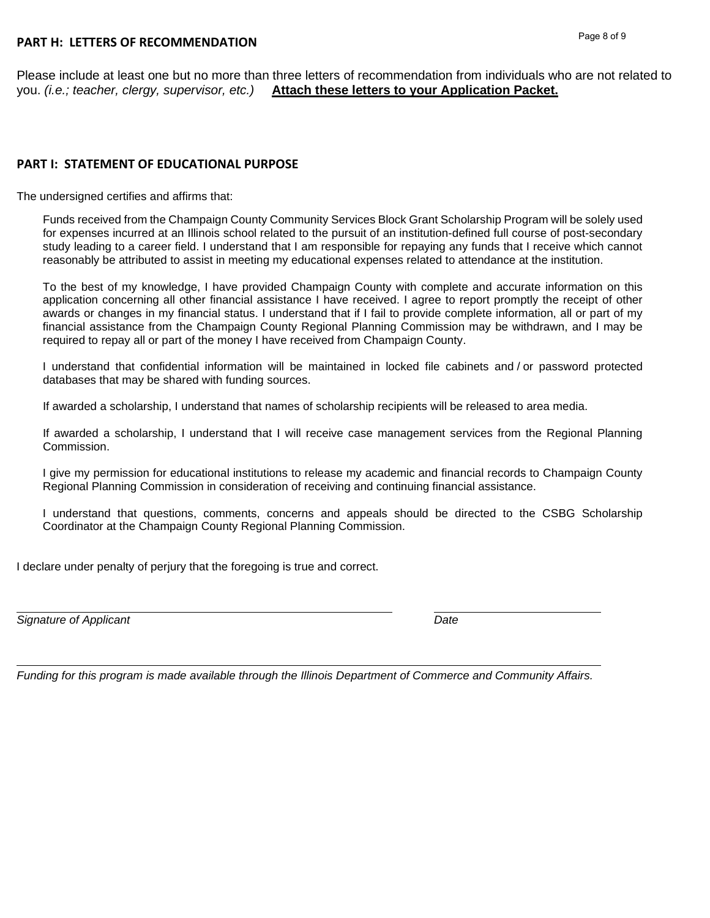## PART H: LETTERS OF RECOMMENDATION

Please include at least one but no more than three letters of recommendation from individuals who are not related to you. *(i.e.; teacher, clergy, supervisor, etc.)* **Attach these letters to your Application Packet.**

## PART I: STATEMENT OF EDUCATIONAL PURPOSE

The undersigned certifies and affirms that:

Funds received from the Champaign County Community Services Block Grant Scholarship Program will be solely used for expenses incurred at an Illinois school related to the pursuit of an institution-defined full course of post-secondary study leading to a career field. I understand that I am responsible for repaying any funds that I receive which cannot reasonably be attributed to assist in meeting my educational expenses related to attendance at the institution.

To the best of my knowledge, I have provided Champaign County with complete and accurate information on this application concerning all other financial assistance I have received. I agree to report promptly the receipt of other awards or changes in my financial status. I understand that if I fail to provide complete information, all or part of my financial assistance from the Champaign County Regional Planning Commission may be withdrawn, and I may be required to repay all or part of the money I have received from Champaign County.

I understand that confidential information will be maintained in locked file cabinets and / or password protected databases that may be shared with funding sources.

If awarded a scholarship, I understand that names of scholarship recipients will be released to area media.

If awarded a scholarship, I understand that I will receive case management services from the Regional Planning Commission.

I give my permission for educational institutions to release my academic and financial records to Champaign County Regional Planning Commission in consideration of receiving and continuing financial assistance.

I understand that questions, comments, concerns and appeals should be directed to the CSBG Scholarship Coordinator at the Champaign County Regional Planning Commission.

I declare under penalty of perjury that the foregoing is true and correct.

_______________________________________________ ____________________

*Signature of Applicant* *Date*

---

*Funding for this program is made available through the Illinois Department of Commerce and Community Affairs.*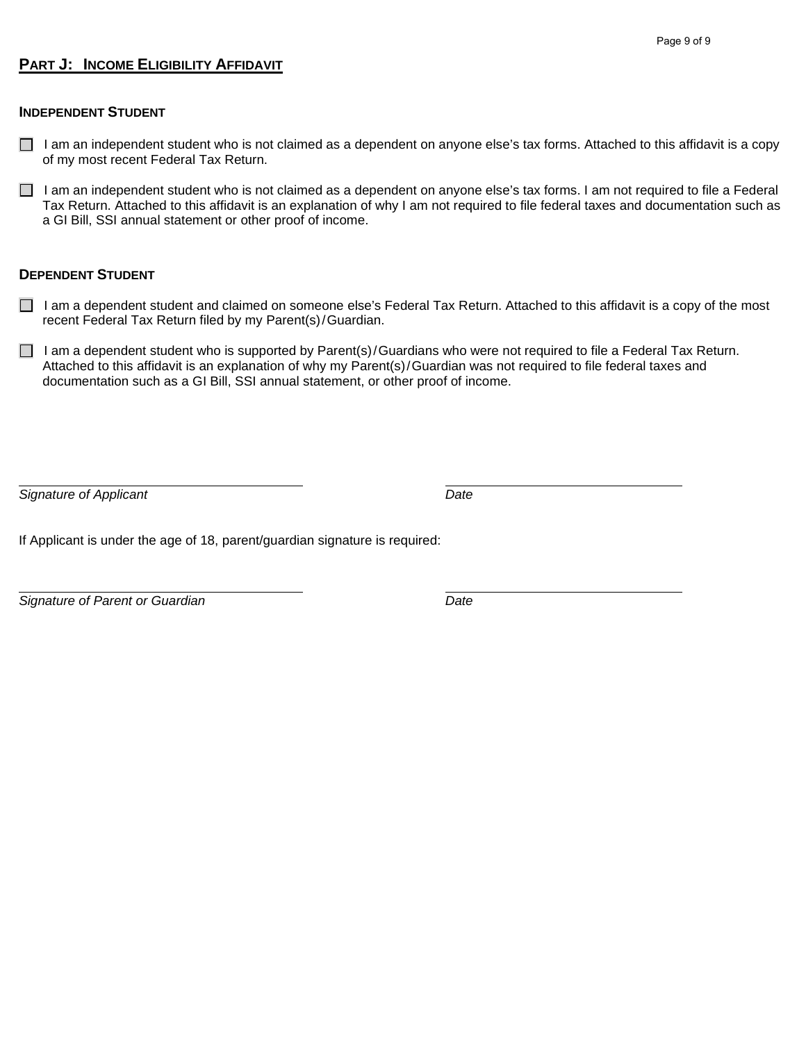## **PART J: INCOME ELIGIBILITY AFFIDAVIT**

### **INDEPENDENT STUDENT**

- ☐ I am an independent student who is not claimed as a dependent on anyone else's tax forms. Attached to this affidavit is a copy of my most recent Federal Tax Return.

- ☐ I am an independent student who is not claimed as a dependent on anyone else's tax forms. I am not required to file a Federal Tax Return. Attached to this affidavit is an explanation of why I am not required to file federal taxes and documentation such as a GI Bill, SSI annual statement or other proof of income.

### **DEPENDENT STUDENT**

- ☐ I am a dependent student and claimed on someone else's Federal Tax Return. Attached to this affidavit is a copy of the most recent Federal Tax Return filed by my Parent(s)/Guardian.

- ☐ I am a dependent student who is supported by Parent(s)/Guardians who were not required to file a Federal Tax Return. Attached to this affidavit is an explanation of why my Parent(s)/Guardian was not required to file federal taxes and documentation such as a GI Bill, SSI annual statement, or other proof of income.

______________________________ ______________________________
*Signature of Applicant* *Date*

If Applicant is under the age of 18, parent/guardian signature is required:

______________________________ ______________________________
*Signature of Parent or Guardian* *Date*